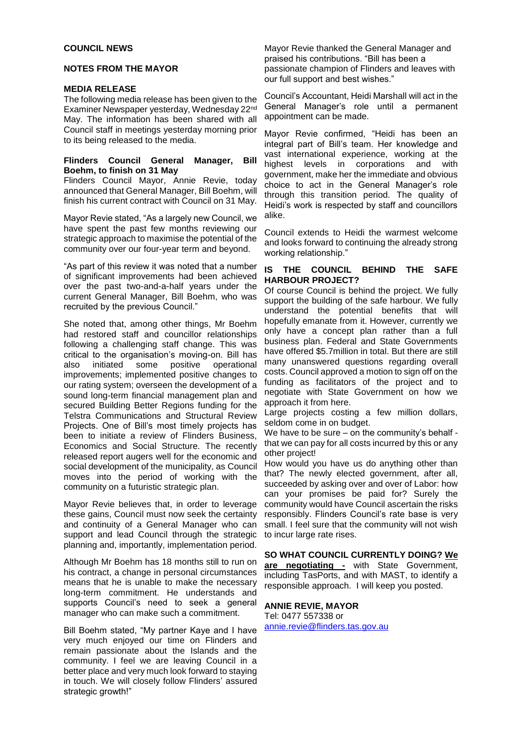## COUNCIL NEWS

## NOTES FROM THE MAYOR

### MEDIA RELEASE

The following media release has been given to the Examiner Newspaper yesterday, Wednesday 22nd May. The information has been shared with all Council staff in meetings yesterday morning prior to its being released to the media.

**Flinders Council General Manager, Bill Boehm, to finish on 31 May**

Flinders Council Mayor, Annie Revie, today announced that General Manager, Bill Boehm, will finish his current contract with Council on 31 May.

Mayor Revie stated, "As a largely new Council, we have spent the past few months reviewing our strategic approach to maximise the potential of the community over our four-year term and beyond.

"As part of this review it was noted that a number of significant improvements had been achieved over the past two-and-a-half years under the current General Manager, Bill Boehm, who was recruited by the previous Council."

She noted that, among other things, Mr Boehm had restored staff and councillor relationships following a challenging staff change. This was critical to the organisation's moving-on. Bill has also initiated some positive operational improvements; implemented positive changes to our rating system; overseen the development of a sound long-term financial management plan and secured Building Better Regions funding for the Telstra Communications and Structural Review Projects. One of Bill's most timely projects has been to initiate a review of Flinders Business, Economics and Social Structure. The recently released report augers well for the economic and social development of the municipality, as Council moves into the period of working with the community on a futuristic strategic plan.

Mayor Revie believes that, in order to leverage these gains, Council must now seek the certainty and continuity of a General Manager who can support and lead Council through the strategic planning and, importantly, implementation period.

Although Mr Boehm has 18 months still to run on his contract, a change in personal circumstances means that he is unable to make the necessary long-term commitment. He understands and supports Council's need to seek a general manager who can make such a commitment.

Bill Boehm stated, "My partner Kaye and I have very much enjoyed our time on Flinders and remain passionate about the Islands and the community. I feel we are leaving Council in a better place and very much look forward to staying in touch. We will closely follow Flinders' assured strategic growth!"

Mayor Revie thanked the General Manager and praised his contributions. "Bill has been a passionate champion of Flinders and leaves with our full support and best wishes."

Council's Accountant, Heidi Marshall will act in the General Manager's role until a permanent appointment can be made.

Mayor Revie confirmed, "Heidi has been an integral part of Bill's team. Her knowledge and vast international experience, working at the highest levels in corporations and with government, make her the immediate and obvious choice to act in the General Manager's role through this transition period. The quality of Heidi's work is respected by staff and councillors alike.

Council extends to Heidi the warmest welcome and looks forward to continuing the already strong working relationship."

### IS THE COUNCIL BEHIND THE SAFE HARBOUR PROJECT?

Of course Council is behind the project. We fully support the building of the safe harbour. We fully understand the potential benefits that will hopefully emanate from it. However, currently we only have a concept plan rather than a full business plan. Federal and State Governments have offered $5.7million in total. But there are still many unanswered questions regarding overall costs. Council approved a motion to sign off on the funding as facilitators of the project and to negotiate with State Government on how we approach it from here.

Large projects costing a few million dollars, seldom come in on budget.

We have to be sure – on the community's behalf - that we can pay for all costs incurred by this or any other project!

How would you have us do anything other than that? The newly elected government, after all, succeeded by asking over and over of Labor: how can your promises be paid for? Surely the community would have Council ascertain the risks responsibly. Flinders Council's rate base is very small. I feel sure that the community will not wish to incur large rate rises.

**SO WHAT COUNCIL CURRENTLY DOING? <u>We are negotiating -</u>** with State Government, including TasPorts, and with MAST, to identify a responsible approach. I will keep you posted.

**ANNIE REVIE, MAYOR**
Tel: 0477 557338 or
annie.revie@flinders.tas.gov.au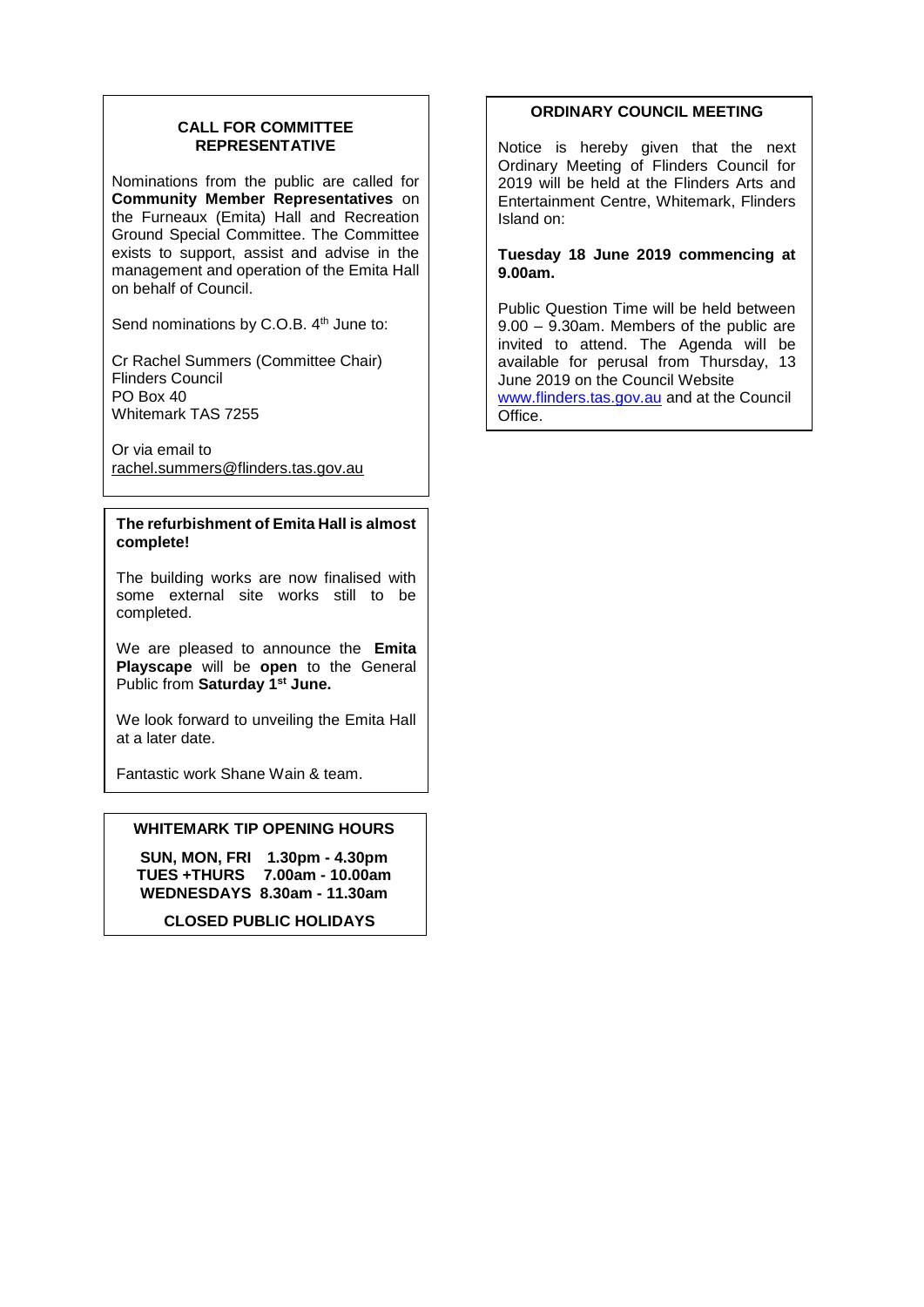## CALL FOR COMMITTEE REPRESENTATIVE

Nominations from the public are called for **Community Member Representatives** on the Furneaux (Emita) Hall and Recreation Ground Special Committee. The Committee exists to support, assist and advise in the management and operation of the Emita Hall on behalf of Council.

Send nominations by C.O.B. 4th June to:

Cr Rachel Summers (Committee Chair)
Flinders Council
PO Box 40
Whitemark TAS 7255

Or via email to
rachel.summers@flinders.tas.gov.au

**The refurbishment of Emita Hall is almost complete!**

The building works are now finalised with some external site works still to be completed.

We are pleased to announce the **Emita Playscape** will be **open** to the General Public from **Saturday 1st June.**

We look forward to unveiling the Emita Hall at a later date.

Fantastic work Shane Wain & team.

## WHITEMARK TIP OPENING HOURS

**SUN, MON, FRI 1.30pm - 4.30pm**
**TUES +THURS 7.00am - 10.00am**
**WEDNESDAYS 8.30am - 11.30am**

**CLOSED PUBLIC HOLIDAYS**

## ORDINARY COUNCIL MEETING

Notice is hereby given that the next Ordinary Meeting of Flinders Council for 2019 will be held at the Flinders Arts and Entertainment Centre, Whitemark, Flinders Island on:

**Tuesday 18 June 2019 commencing at 9.00am.**

Public Question Time will be held between 9.00 – 9.30am. Members of the public are invited to attend. The Agenda will be available for perusal from Thursday, 13 June 2019 on the Council Website www.flinders.tas.gov.au and at the Council Office.